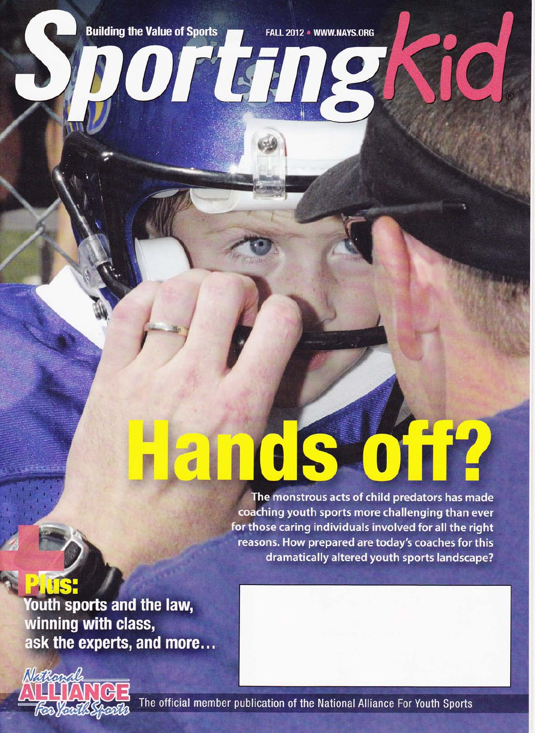Building the Value of Sports

FALL 2012 • WWW.NAYS.ORG

# SportingKid®

# Hands off?

The monstrous acts of child predators has made coaching youth sports more challenging than ever for those caring individuals involved for all the right reasons. How prepared are today's coaches for this dramatically altered youth sports landscape?

**+Plus:**
**Youth sports and the law, winning with class, ask the experts, and more…**

National Alliance For Youth Sports

The official member publication of the National Alliance For Youth Sports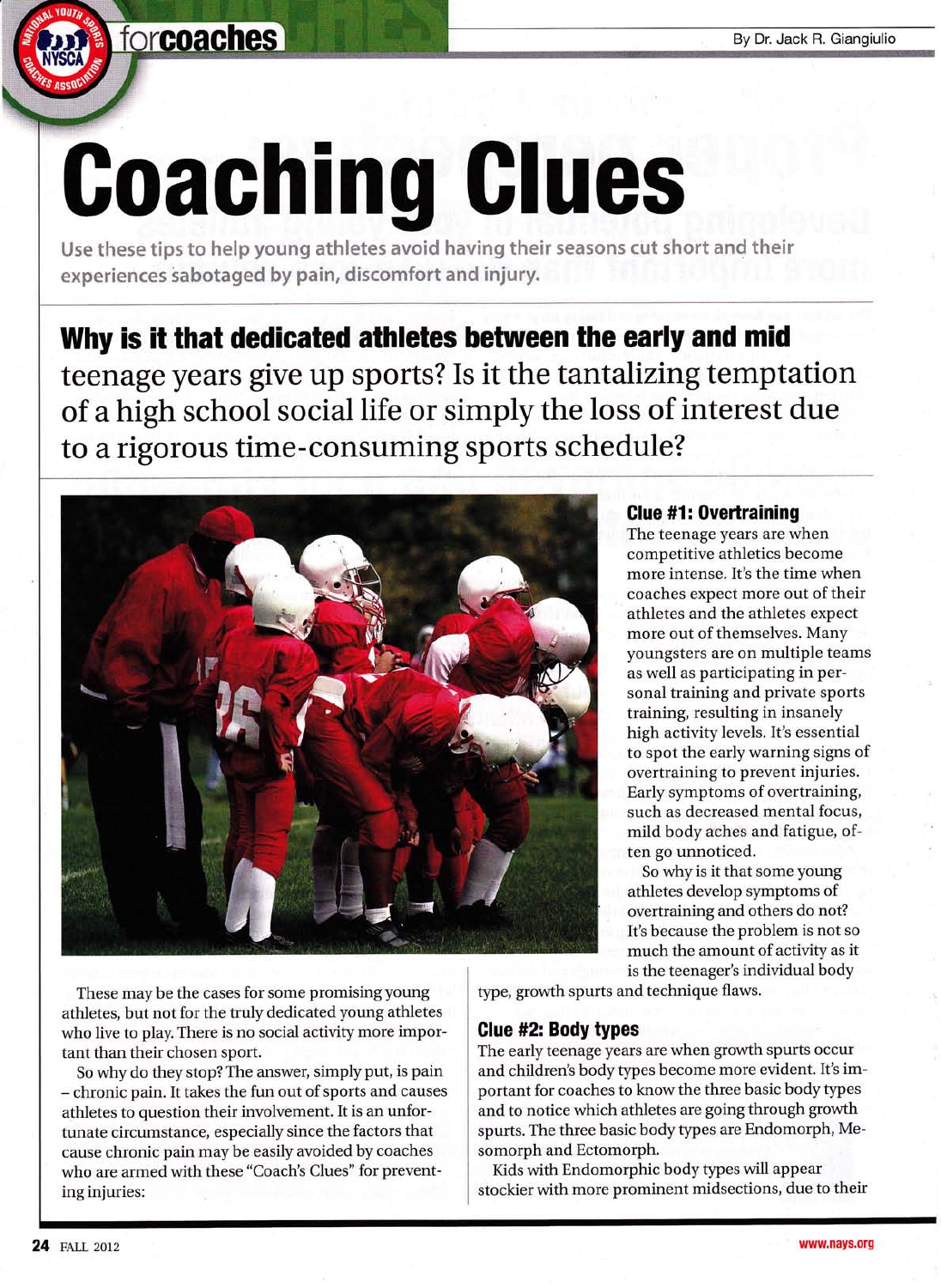forcoaches

By Dr. Jack R. Giangiulio

# Coaching Clues

Use these tips to help young athletes avoid having their seasons cut short and their experiences sabotaged by pain, discomfort and injury.

**Why is it that dedicated athletes between the early and mid** teenage years give up sports? Is it the tantalizing temptation of a high school social life or simply the loss of interest due to a rigorous time-consuming sports schedule?

These may be the cases for some promising young athletes, but not for the truly dedicated young athletes who live to play. There is no social activity more important than their chosen sport.

So why do they stop? The answer, simply put, is pain – chronic pain. It takes the fun out of sports and causes athletes to question their involvement. It is an unfortunate circumstance, especially since the factors that cause chronic pain may be easily avoided by coaches who are armed with these "Coach's Clues" for preventing injuries:

### Clue #1: Overtraining

The teenage years are when competitive athletics become more intense. It's the time when coaches expect more out of their athletes and the athletes expect more out of themselves. Many youngsters are on multiple teams as well as participating in personal training and private sports training, resulting in insanely high activity levels. It's essential to spot the early warning signs of overtraining to prevent injuries. Early symptoms of overtraining, such as decreased mental focus, mild body aches and fatigue, often go unnoticed.

So why is it that some young athletes develop symptoms of overtraining and others do not? It's because the problem is not so much the amount of activity as it is the teenager's individual body type, growth spurts and technique flaws.

### Clue #2: Body types

The early teenage years are when growth spurts occur and children's body types become more evident. It's important for coaches to know the three basic body types and to notice which athletes are going through growth spurts. The three basic body types are Endomorph, Mesomorph and Ectomorph.

Kids with Endomorphic body types will appear stockier with more prominent midsections, due to their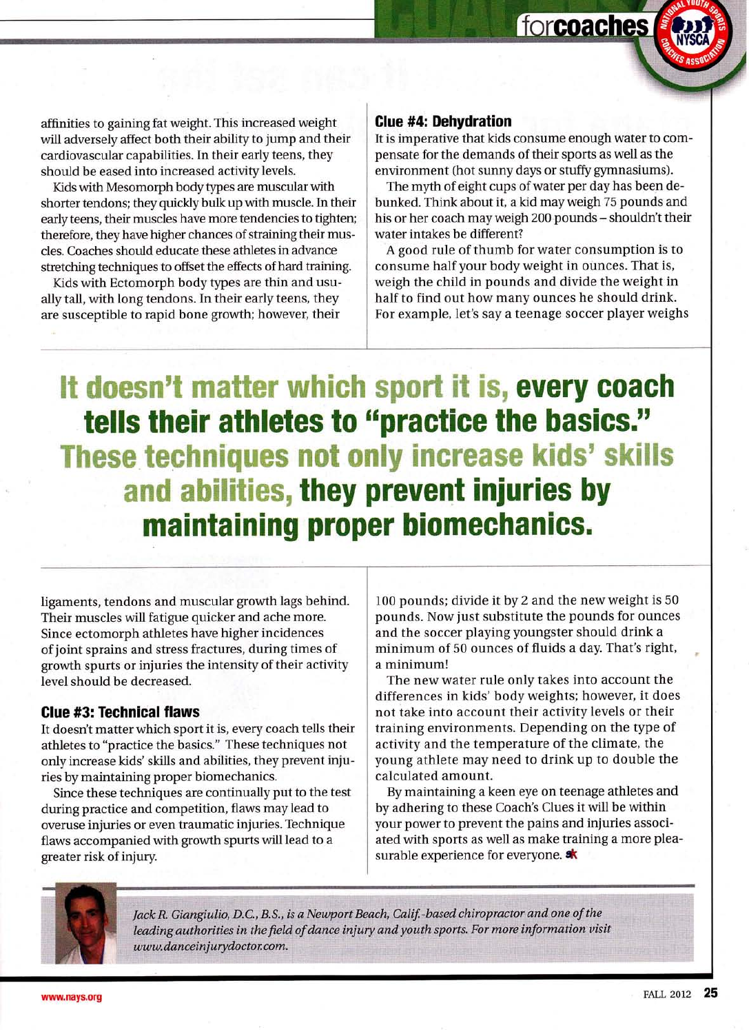affinities to gaining fat weight. This increased weight will adversely affect both their ability to jump and their cardiovascular capabilities. In their early teens, they should be eased into increased activity levels.

Kids with Mesomorph body types are muscular with shorter tendons; they quickly bulk up with muscle. In their early teens, their muscles have more tendencies to tighten; therefore, they have higher chances of straining their muscles. Coaches should educate these athletes in advance stretching techniques to offset the effects of hard training.

Kids with Ectomorph body types are thin and usually tall, with long tendons. In their early teens, they are susceptible to rapid bone growth; however, their ligaments, tendons and muscular growth lags behind. Their muscles will fatigue quicker and ache more. Since ectomorph athletes have higher incidences of joint sprains and stress fractures, during times of growth spurts or injuries the intensity of their activity level should be decreased.

### Clue #3: Technical flaws

It doesn't matter which sport it is, every coach tells their athletes to "practice the basics." These techniques not only increase kids' skills and abilities, they prevent injuries by maintaining proper biomechanics.

Since these techniques are continually put to the test during practice and competition, flaws may lead to overuse injuries or even traumatic injuries. Technique flaws accompanied with growth spurts will lead to a greater risk of injury.

### Clue #4: Dehydration

It is imperative that kids consume enough water to compensate for the demands of their sports as well as the environment (hot sunny days or stuffy gymnasiums).

The myth of eight cups of water per day has been debunked. Think about it, a kid may weigh 75 pounds and his or her coach may weigh 200 pounds – shouldn't their water intakes be different?

A good rule of thumb for water consumption is to consume half your body weight in ounces. That is, weigh the child in pounds and divide the weight in half to find out how many ounces he should drink. For example, let's say a teenage soccer player weighs 100 pounds; divide it by 2 and the new weight is 50 pounds. Now just substitute the pounds for ounces and the soccer playing youngster should drink a minimum of 50 ounces of fluids a day. That's right, a minimum!

The new water rule only takes into account the differences in kids' body weights; however, it does not take into account their activity levels or their training environments. Depending on the type of activity and the temperature of the climate, the young athlete may need to drink up to double the calculated amount.

By maintaining a keen eye on teenage athletes and by adhering to these Coach's Clues it will be within your power to prevent the pains and injuries associated with sports as well as make training a more pleasurable experience for everyone.

**It doesn't matter which sport it is, every coach tells their athletes to "practice the basics." These techniques not only increase kids' skills and abilities, they prevent injuries by maintaining proper biomechanics.**

*Jack R. Giangiulio, D.C., B.S., is a Newport Beach, Calif.-based chiropractor and one of the leading authorities in the field of dance injury and youth sports. For more information visit www.danceinjurydoctor.com.*